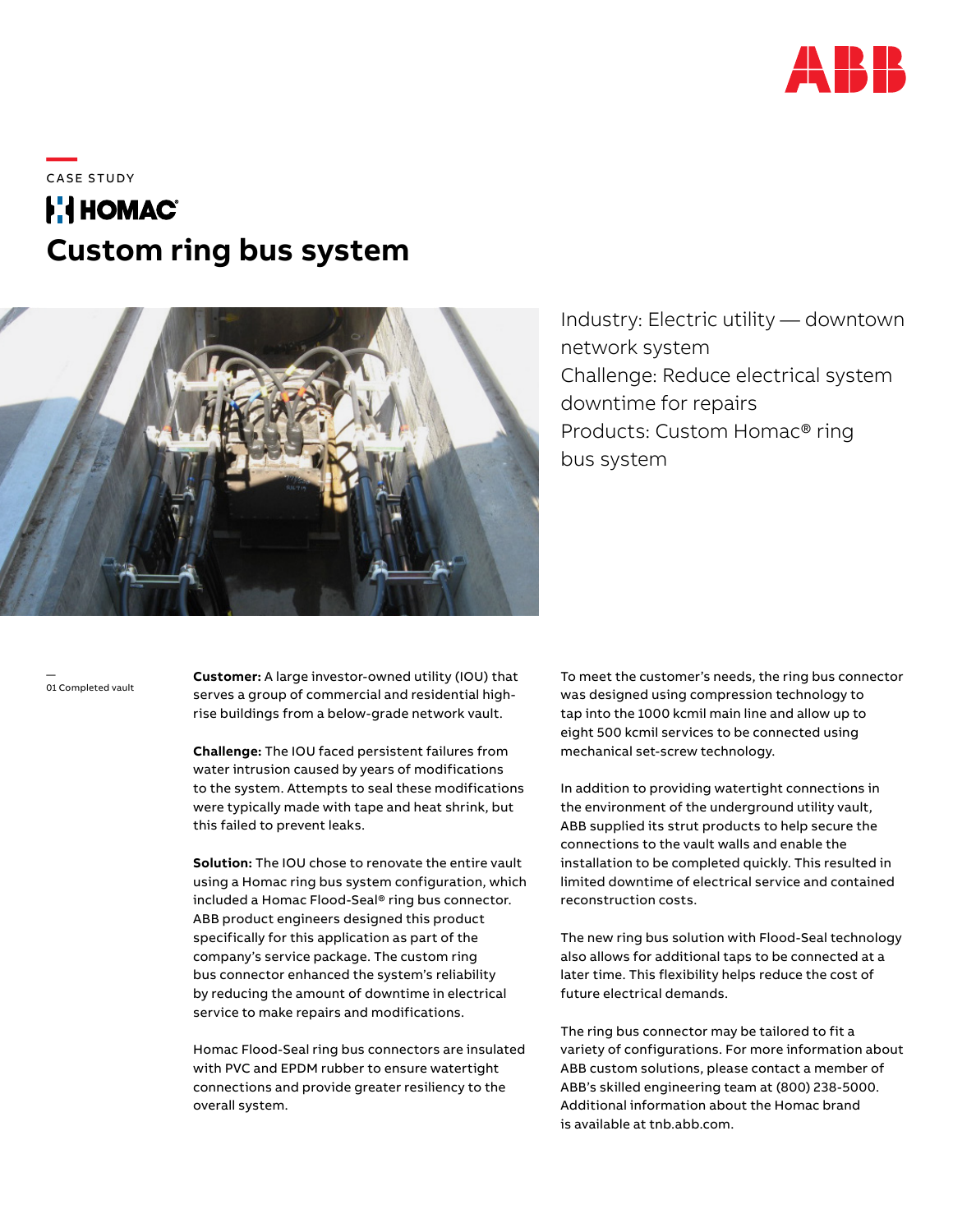CASE STUDY

HOMAC

# Custom ring bus system

Industry: Electric utility — downtown network system
Challenge: Reduce electrical system downtime for repairs
Products: Custom Homac® ring bus system

—
01 Completed vault

**Customer:** A large investor-owned utility (IOU) that serves a group of commercial and residential high-rise buildings from a below-grade network vault.

**Challenge:** The IOU faced persistent failures from water intrusion caused by years of modifications to the system. Attempts to seal these modifications were typically made with tape and heat shrink, but this failed to prevent leaks.

**Solution:** The IOU chose to renovate the entire vault using a Homac ring bus system configuration, which included a Homac Flood-Seal® ring bus connector. ABB product engineers designed this product specifically for this application as part of the company's service package. The custom ring bus connector enhanced the system's reliability by reducing the amount of downtime in electrical service to make repairs and modifications.

Homac Flood-Seal ring bus connectors are insulated with PVC and EPDM rubber to ensure watertight connections and provide greater resiliency to the overall system.

To meet the customer's needs, the ring bus connector was designed using compression technology to tap into the 1000 kcmil main line and allow up to eight 500 kcmil services to be connected using mechanical set-screw technology.

In addition to providing watertight connections in the environment of the underground utility vault, ABB supplied its strut products to help secure the connections to the vault walls and enable the installation to be completed quickly. This resulted in limited downtime of electrical service and contained reconstruction costs.

The new ring bus solution with Flood-Seal technology also allows for additional taps to be connected at a later time. This flexibility helps reduce the cost of future electrical demands.

The ring bus connector may be tailored to fit a variety of configurations. For more information about ABB custom solutions, please contact a member of ABB's skilled engineering team at (800) 238-5000. Additional information about the Homac brand is available at tnb.abb.com.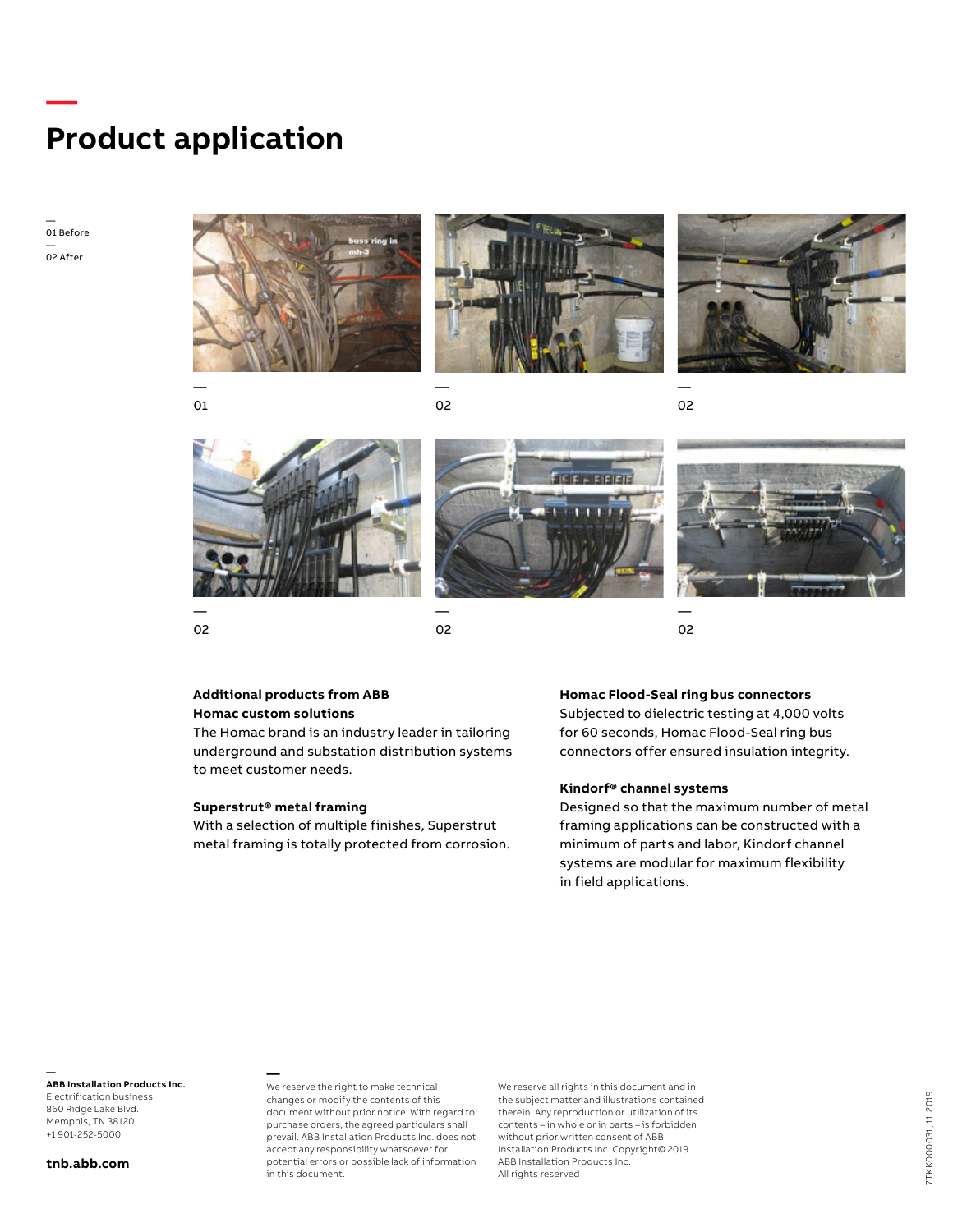# Product application

—
01 Before
—
02 After

—
01

—
02

—
02

—
02

—
02

—
02

**Additional products from ABB**

**Homac custom solutions**
The Homac brand is an industry leader in tailoring underground and substation distribution systems to meet customer needs.

**Superstrut® metal framing**
With a selection of multiple finishes, Superstrut metal framing is totally protected from corrosion.

**Homac Flood-Seal ring bus connectors**
Subjected to dielectric testing at 4,000 volts for 60 seconds, Homac Flood-Seal ring bus connectors offer ensured insulation integrity.

**Kindorf® channel systems**
Designed so that the maximum number of metal framing applications can be constructed with a minimum of parts and labor, Kindorf channel systems are modular for maximum flexibility in field applications.

—
**ABB Installation Products Inc.**
Electrification business
860 Ridge Lake Blvd.
Memphis, TN 38120
+1 901-252-5000

**tnb.abb.com**

—
We reserve the right to make technical changes or modify the contents of this document without prior notice. With regard to purchase orders, the agreed particulars shall prevail. ABB Installation Products Inc. does not accept any responsibility whatsoever for potential errors or possible lack of information in this document.

We reserve all rights in this document and in the subject matter and illustrations contained therein. Any reproduction or utilization of its contents – in whole or in parts – is forbidden without prior written consent of ABB Installation Products Inc. Copyright© 2019 ABB Installation Products Inc.
All rights reserved

7TKK000031_11.2019